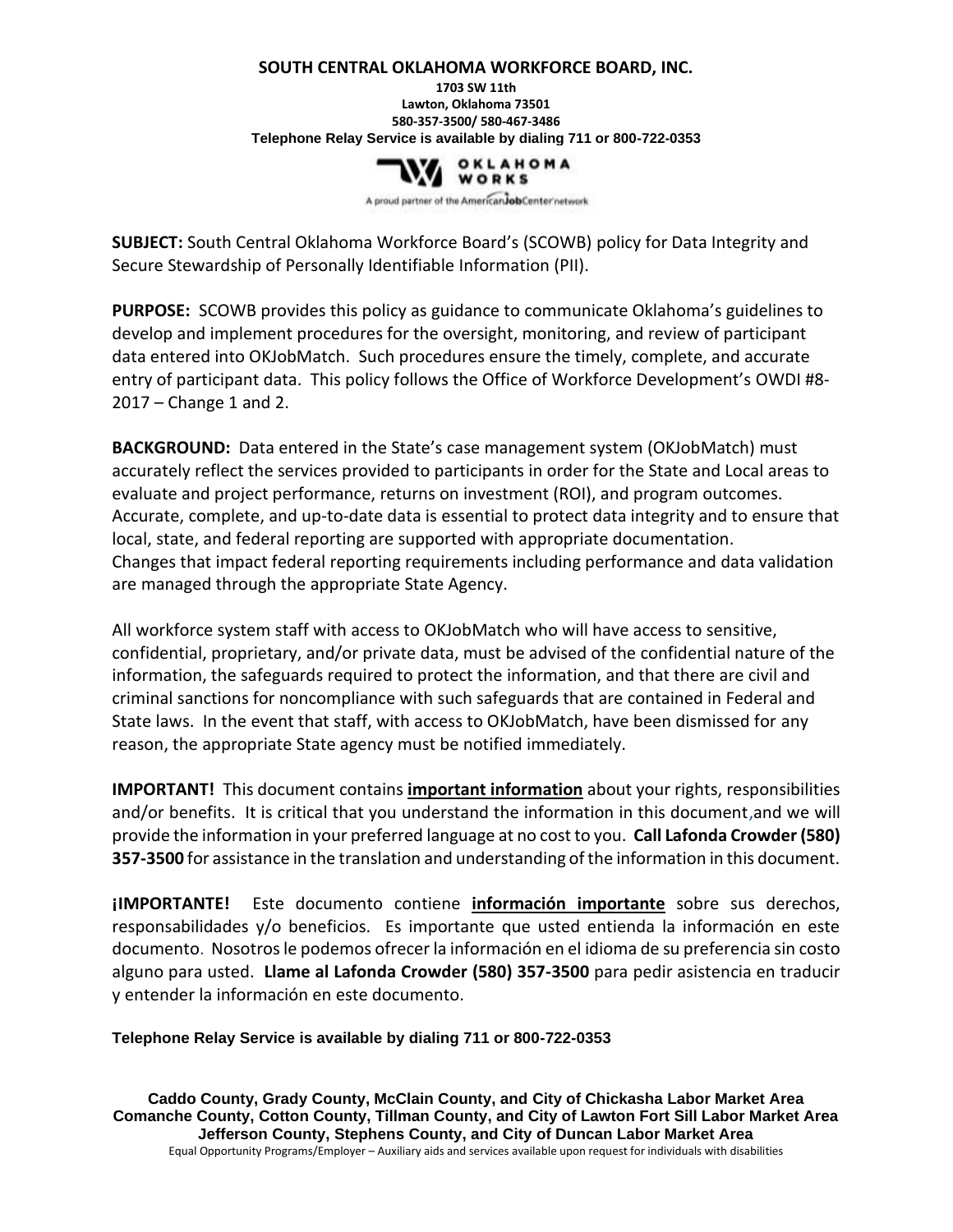**SOUTH CENTRAL OKLAHOMA WORKFORCE BOARD, INC.**

**1703 SW 11th**
**Lawton, Oklahoma 73501**
**580-357-3500/ 580-467-3486**
**Telephone Relay Service is available by dialing 711 or 800-722-0353**

OKLAHOMA WORKS
A proud partner of the AmericanJobCenter network

**SUBJECT:** South Central Oklahoma Workforce Board's (SCOWB) policy for Data Integrity and Secure Stewardship of Personally Identifiable Information (PII).

**PURPOSE:** SCOWB provides this policy as guidance to communicate Oklahoma's guidelines to develop and implement procedures for the oversight, monitoring, and review of participant data entered into OKJobMatch. Such procedures ensure the timely, complete, and accurate entry of participant data. This policy follows the Office of Workforce Development's OWDI #8-2017 – Change 1 and 2.

**BACKGROUND:** Data entered in the State's case management system (OKJobMatch) must accurately reflect the services provided to participants in order for the State and Local areas to evaluate and project performance, returns on investment (ROI), and program outcomes. Accurate, complete, and up-to-date data is essential to protect data integrity and to ensure that local, state, and federal reporting are supported with appropriate documentation. Changes that impact federal reporting requirements including performance and data validation are managed through the appropriate State Agency.

All workforce system staff with access to OKJobMatch who will have access to sensitive, confidential, proprietary, and/or private data, must be advised of the confidential nature of the information, the safeguards required to protect the information, and that there are civil and criminal sanctions for noncompliance with such safeguards that are contained in Federal and State laws. In the event that staff, with access to OKJobMatch, have been dismissed for any reason, the appropriate State agency must be notified immediately.

**IMPORTANT!** This document contains **important information** about your rights, responsibilities and/or benefits. It is critical that you understand the information in this document, and we will provide the information in your preferred language at no cost to you. **Call Lafonda Crowder (580) 357-3500** for assistance in the translation and understanding of the information in this document.

**¡IMPORTANTE!** Este documento contiene **información importante** sobre sus derechos, responsabilidades y/o beneficios. Es importante que usted entienda la información en este documento. Nosotros le podemos ofrecer la información en el idioma de su preferencia sin costo alguno para usted. **Llame al Lafonda Crowder (580) 357-3500** para pedir asistencia en traducir y entender la información en este documento.

**Telephone Relay Service is available by dialing 711 or 800-722-0353**

**Caddo County, Grady County, McClain County, and City of Chickasha Labor Market Area**
**Comanche County, Cotton County, Tillman County, and City of Lawton Fort Sill Labor Market Area**
**Jefferson County, Stephens County, and City of Duncan Labor Market Area**
Equal Opportunity Programs/Employer – Auxiliary aids and services available upon request for individuals with disabilities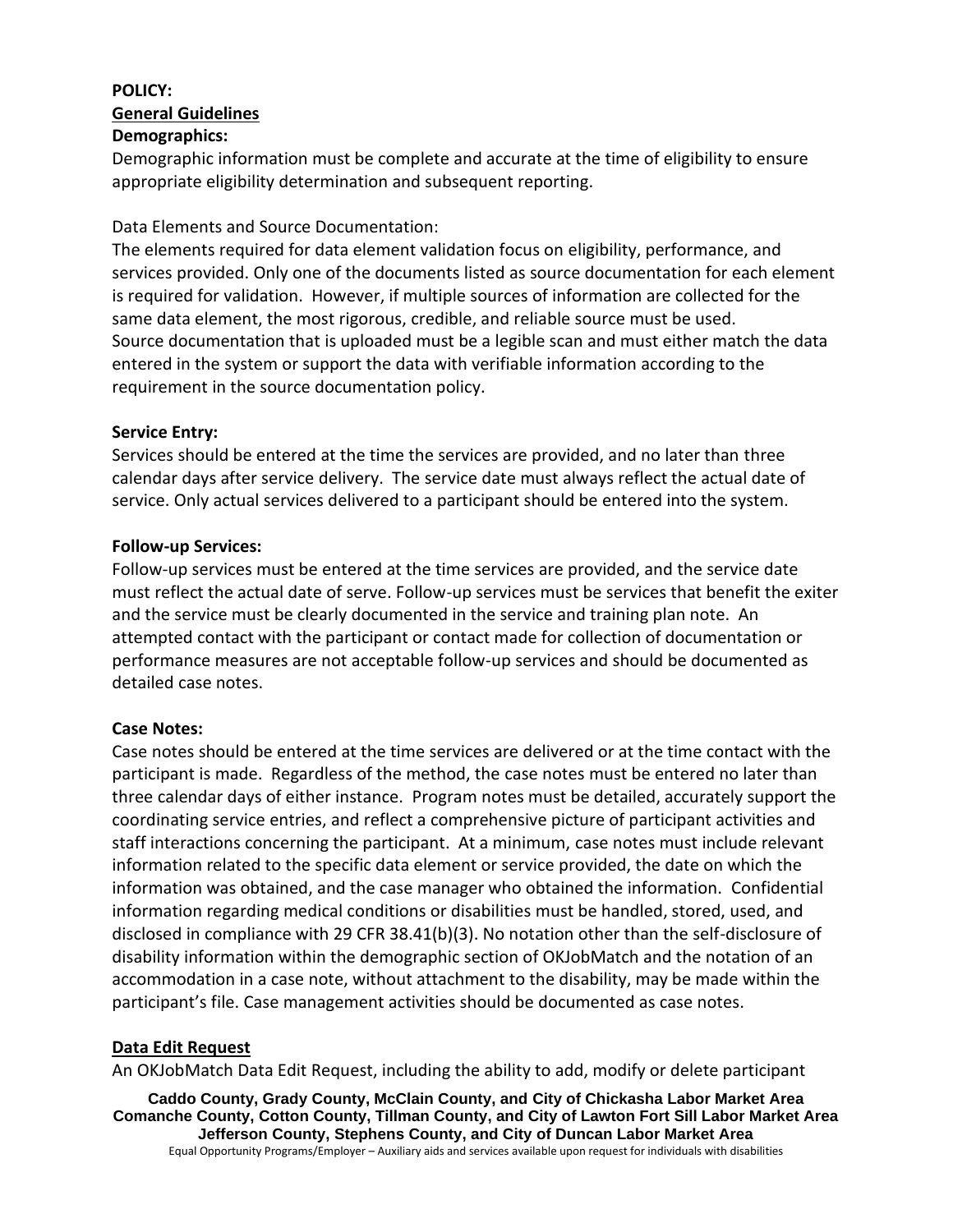**POLICY:**

**General Guidelines**

**Demographics:**

Demographic information must be complete and accurate at the time of eligibility to ensure appropriate eligibility determination and subsequent reporting.

Data Elements and Source Documentation:

The elements required for data element validation focus on eligibility, performance, and services provided. Only one of the documents listed as source documentation for each element is required for validation. However, if multiple sources of information are collected for the same data element, the most rigorous, credible, and reliable source must be used. Source documentation that is uploaded must be a legible scan and must either match the data entered in the system or support the data with verifiable information according to the requirement in the source documentation policy.

**Service Entry:**

Services should be entered at the time the services are provided, and no later than three calendar days after service delivery. The service date must always reflect the actual date of service. Only actual services delivered to a participant should be entered into the system.

**Follow-up Services:**

Follow-up services must be entered at the time services are provided, and the service date must reflect the actual date of serve. Follow-up services must be services that benefit the exiter and the service must be clearly documented in the service and training plan note. An attempted contact with the participant or contact made for collection of documentation or performance measures are not acceptable follow-up services and should be documented as detailed case notes.

**Case Notes:**

Case notes should be entered at the time services are delivered or at the time contact with the participant is made. Regardless of the method, the case notes must be entered no later than three calendar days of either instance. Program notes must be detailed, accurately support the coordinating service entries, and reflect a comprehensive picture of participant activities and staff interactions concerning the participant. At a minimum, case notes must include relevant information related to the specific data element or service provided, the date on which the information was obtained, and the case manager who obtained the information. Confidential information regarding medical conditions or disabilities must be handled, stored, used, and disclosed in compliance with 29 CFR 38.41(b)(3). No notation other than the self-disclosure of disability information within the demographic section of OKJobMatch and the notation of an accommodation in a case note, without attachment to the disability, may be made within the participant's file. Case management activities should be documented as case notes.

**Data Edit Request**

An OKJobMatch Data Edit Request, including the ability to add, modify or delete participant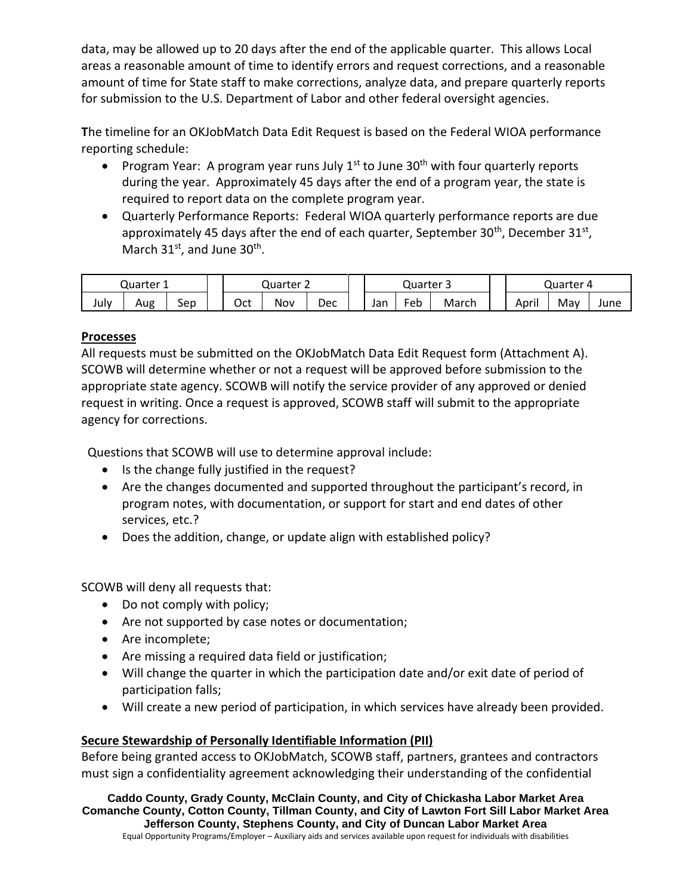data, may be allowed up to 20 days after the end of the applicable quarter. This allows Local areas a reasonable amount of time to identify errors and request corrections, and a reasonable amount of time for State staff to make corrections, analyze data, and prepare quarterly reports for submission to the U.S. Department of Labor and other federal oversight agencies.

**T**he timeline for an OKJobMatch Data Edit Request is based on the Federal WIOA performance reporting schedule:

- Program Year: A program year runs July 1st to June 30th with four quarterly reports during the year. Approximately 45 days after the end of a program year, the state is required to report data on the complete program year.
- Quarterly Performance Reports: Federal WIOA quarterly performance reports are due approximately 45 days after the end of each quarter, September 30th, December 31st, March 31st, and June 30th.

| Quarter 1 | | | | Quarter 2 | | | | Quarter 3 | | | | Quarter 4 | | |
|---|---|---|---|---|---|---|---|---|---|---|---|---|---|---|
| July | Aug | Sep | | Oct | Nov | Dec | | Jan | Feb | March | | April | May | June |

**Processes**

All requests must be submitted on the OKJobMatch Data Edit Request form (Attachment A). SCOWB will determine whether or not a request will be approved before submission to the appropriate state agency. SCOWB will notify the service provider of any approved or denied request in writing. Once a request is approved, SCOWB staff will submit to the appropriate agency for corrections.

Questions that SCOWB will use to determine approval include:

- Is the change fully justified in the request?
- Are the changes documented and supported throughout the participant's record, in program notes, with documentation, or support for start and end dates of other services, etc.?
- Does the addition, change, or update align with established policy?

SCOWB will deny all requests that:

- Do not comply with policy;
- Are not supported by case notes or documentation;
- Are incomplete;
- Are missing a required data field or justification;
- Will change the quarter in which the participation date and/or exit date of period of participation falls;
- Will create a new period of participation, in which services have already been provided.

**Secure Stewardship of Personally Identifiable Information (PII)**

Before being granted access to OKJobMatch, SCOWB staff, partners, grantees and contractors must sign a confidentiality agreement acknowledging their understanding of the confidential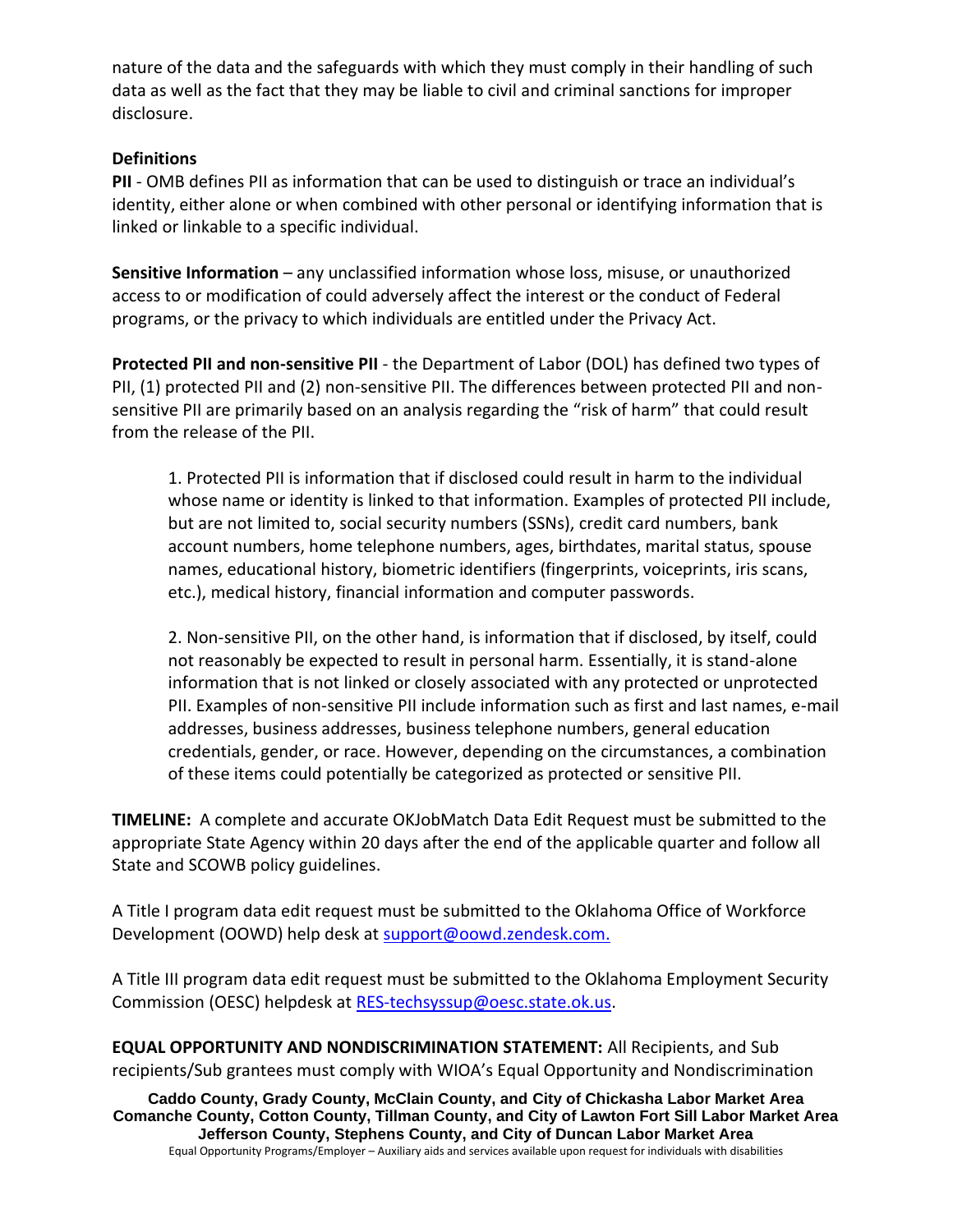nature of the data and the safeguards with which they must comply in their handling of such data as well as the fact that they may be liable to civil and criminal sanctions for improper disclosure.

**Definitions**

**PII** - OMB defines PII as information that can be used to distinguish or trace an individual's identity, either alone or when combined with other personal or identifying information that is linked or linkable to a specific individual.

**Sensitive Information** – any unclassified information whose loss, misuse, or unauthorized access to or modification of could adversely affect the interest or the conduct of Federal programs, or the privacy to which individuals are entitled under the Privacy Act.

**Protected PII and non-sensitive PII** - the Department of Labor (DOL) has defined two types of PII, (1) protected PII and (2) non-sensitive PII. The differences between protected PII and non-sensitive PII are primarily based on an analysis regarding the "risk of harm" that could result from the release of the PII.

1. Protected PII is information that if disclosed could result in harm to the individual whose name or identity is linked to that information. Examples of protected PII include, but are not limited to, social security numbers (SSNs), credit card numbers, bank account numbers, home telephone numbers, ages, birthdates, marital status, spouse names, educational history, biometric identifiers (fingerprints, voiceprints, iris scans, etc.), medical history, financial information and computer passwords.

2. Non-sensitive PII, on the other hand, is information that if disclosed, by itself, could not reasonably be expected to result in personal harm. Essentially, it is stand-alone information that is not linked or closely associated with any protected or unprotected PII. Examples of non-sensitive PII include information such as first and last names, e-mail addresses, business addresses, business telephone numbers, general education credentials, gender, or race. However, depending on the circumstances, a combination of these items could potentially be categorized as protected or sensitive PII.

**TIMELINE:** A complete and accurate OKJobMatch Data Edit Request must be submitted to the appropriate State Agency within 20 days after the end of the applicable quarter and follow all State and SCOWB policy guidelines.

A Title I program data edit request must be submitted to the Oklahoma Office of Workforce Development (OOWD) help desk at support@oowd.zendesk.com.

A Title III program data edit request must be submitted to the Oklahoma Employment Security Commission (OESC) helpdesk at RES-techsyssup@oesc.state.ok.us.

**EQUAL OPPORTUNITY AND NONDISCRIMINATION STATEMENT:** All Recipients, and Sub recipients/Sub grantees must comply with WIOA's Equal Opportunity and Nondiscrimination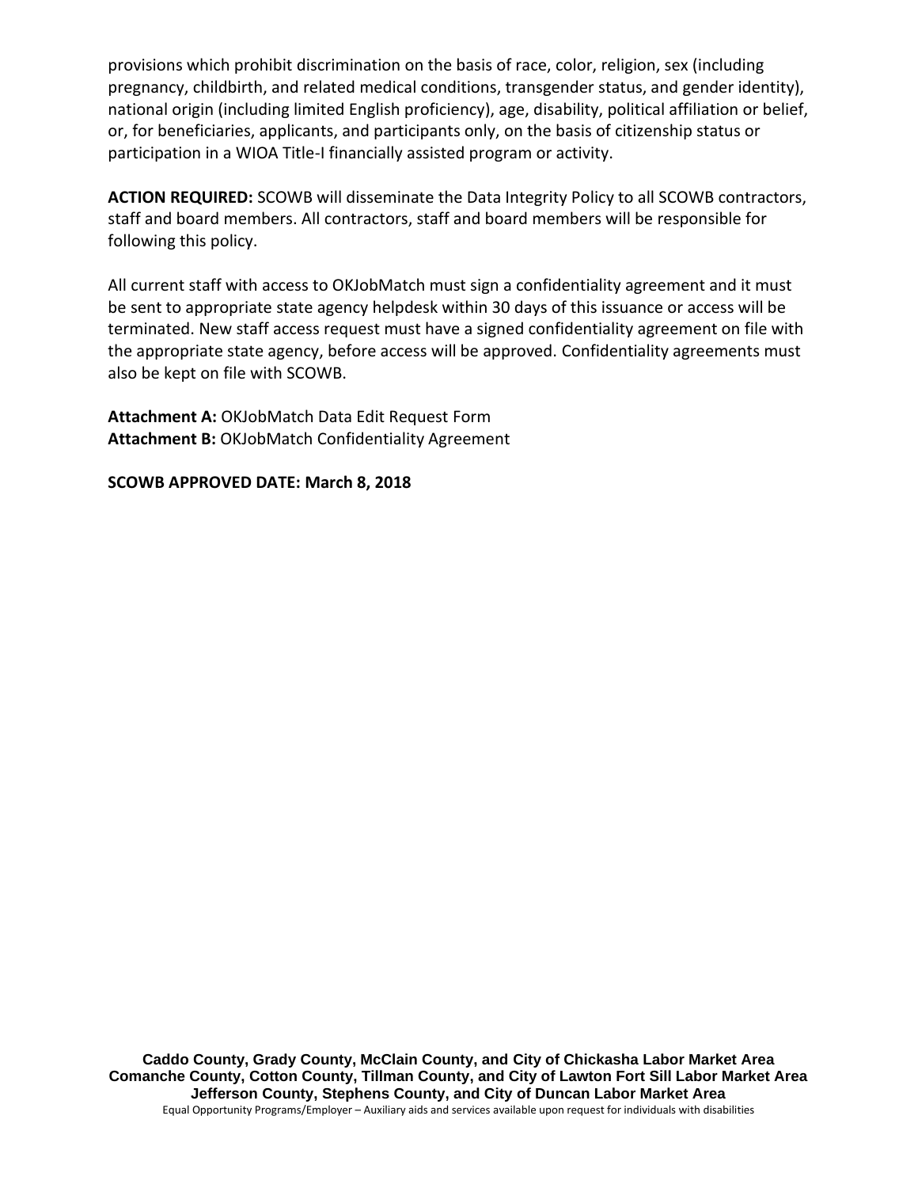provisions which prohibit discrimination on the basis of race, color, religion, sex (including pregnancy, childbirth, and related medical conditions, transgender status, and gender identity), national origin (including limited English proficiency), age, disability, political affiliation or belief, or, for beneficiaries, applicants, and participants only, on the basis of citizenship status or participation in a WIOA Title-I financially assisted program or activity.

**ACTION REQUIRED:** SCOWB will disseminate the Data Integrity Policy to all SCOWB contractors, staff and board members. All contractors, staff and board members will be responsible for following this policy.

All current staff with access to OKJobMatch must sign a confidentiality agreement and it must be sent to appropriate state agency helpdesk within 30 days of this issuance or access will be terminated. New staff access request must have a signed confidentiality agreement on file with the appropriate state agency, before access will be approved. Confidentiality agreements must also be kept on file with SCOWB.

**Attachment A:** OKJobMatch Data Edit Request Form
**Attachment B:** OKJobMatch Confidentiality Agreement

**SCOWB APPROVED DATE: March 8, 2018**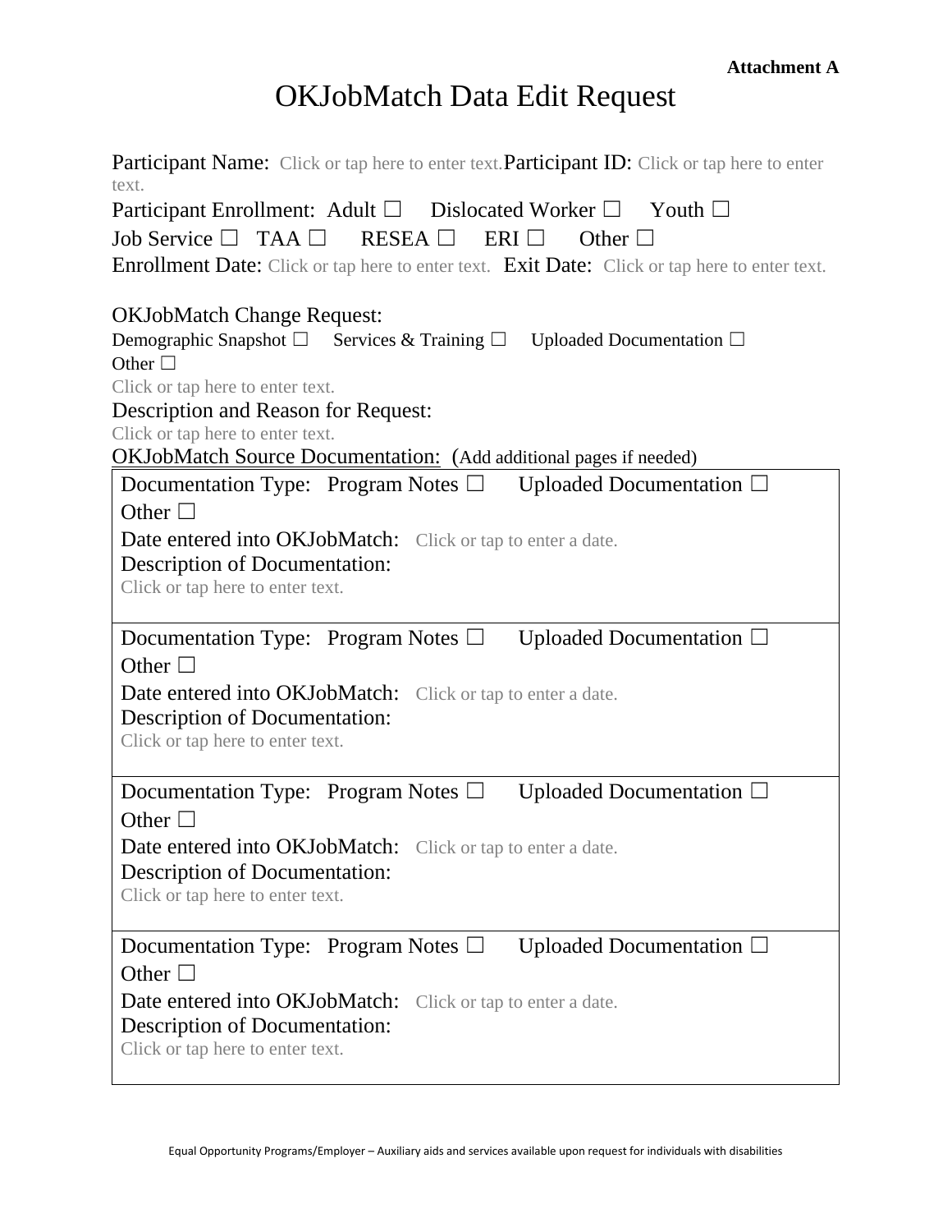**Attachment A**

# OKJobMatch Data Edit Request

Participant Name: Click or tap here to enter text. Participant ID: Click or tap here to enter text.

Participant Enrollment: Adult ☐ Dislocated Worker ☐ Youth ☐

Job Service ☐ TAA ☐ RESEA ☐ ERI ☐ Other ☐

Enrollment Date: Click or tap here to enter text. Exit Date: Click or tap here to enter text.

OKJobMatch Change Request:

Demographic Snapshot ☐ Services & Training ☐ Uploaded Documentation ☐

Other ☐

Click or tap here to enter text.

Description and Reason for Request:

Click or tap here to enter text.

<u>OKJobMatch Source Documentation:</u> (Add additional pages if needed)

| |
|---|
| Documentation Type: Program Notes ☐ Uploaded Documentation ☐ Other ☐<br>Date entered into OKJobMatch: Click or tap to enter a date.<br>Description of Documentation:<br>Click or tap here to enter text. |
| Documentation Type: Program Notes ☐ Uploaded Documentation ☐ Other ☐<br>Date entered into OKJobMatch: Click or tap to enter a date.<br>Description of Documentation:<br>Click or tap here to enter text. |
| Documentation Type: Program Notes ☐ Uploaded Documentation ☐ Other ☐<br>Date entered into OKJobMatch: Click or tap to enter a date.<br>Description of Documentation:<br>Click or tap here to enter text. |
| Documentation Type: Program Notes ☐ Uploaded Documentation ☐ Other ☐<br>Date entered into OKJobMatch: Click or tap to enter a date.<br>Description of Documentation:<br>Click or tap here to enter text. |

Equal Opportunity Programs/Employer – Auxiliary aids and services available upon request for individuals with disabilities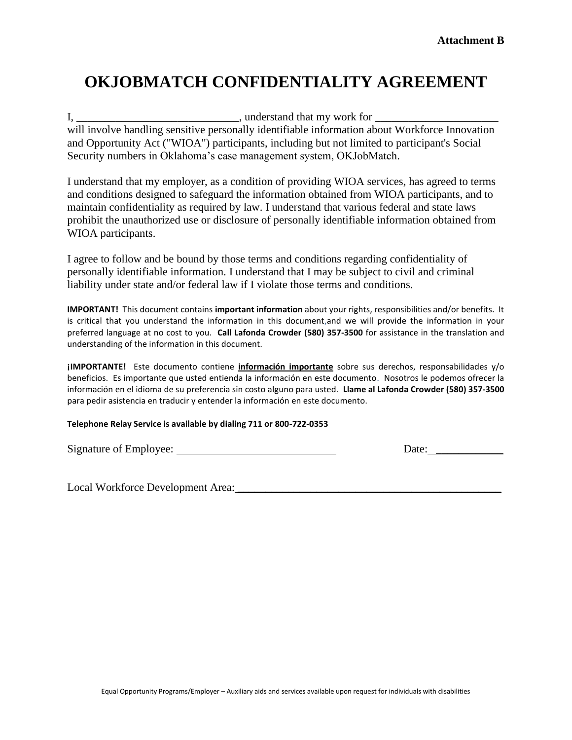**Attachment B**

# OKJOBMATCH CONFIDENTIALITY AGREEMENT

I, ____________________________, understand that my work for _____________________ will involve handling sensitive personally identifiable information about Workforce Innovation and Opportunity Act ("WIOA") participants, including but not limited to participant's Social Security numbers in Oklahoma's case management system, OKJobMatch.

I understand that my employer, as a condition of providing WIOA services, has agreed to terms and conditions designed to safeguard the information obtained from WIOA participants, and to maintain confidentiality as required by law. I understand that various federal and state laws prohibit the unauthorized use or disclosure of personally identifiable information obtained from WIOA participants.

I agree to follow and be bound by those terms and conditions regarding confidentiality of personally identifiable information. I understand that I may be subject to civil and criminal liability under state and/or federal law if I violate those terms and conditions.

**IMPORTANT!** This document contains **important information** about your rights, responsibilities and/or benefits. It is critical that you understand the information in this document, and we will provide the information in your preferred language at no cost to you. **Call Lafonda Crowder (580) 357-3500** for assistance in the translation and understanding of the information in this document.

**¡IMPORTANTE!** Este documento contiene **información importante** sobre sus derechos, responsabilidades y/o beneficios. Es importante que usted entienda la información en este documento. Nosotros le podemos ofrecer la información en el idioma de su preferencia sin costo alguno para usted. **Llame al Lafonda Crowder (580) 357-3500** para pedir asistencia en traducir y entender la información en este documento.

**Telephone Relay Service is available by dialing 711 or 800-722-0353**

Signature of Employee: ____________________________ Date: ____________

Local Workforce Development Area: ______________________________________________

Equal Opportunity Programs/Employer – Auxiliary aids and services available upon request for individuals with disabilities